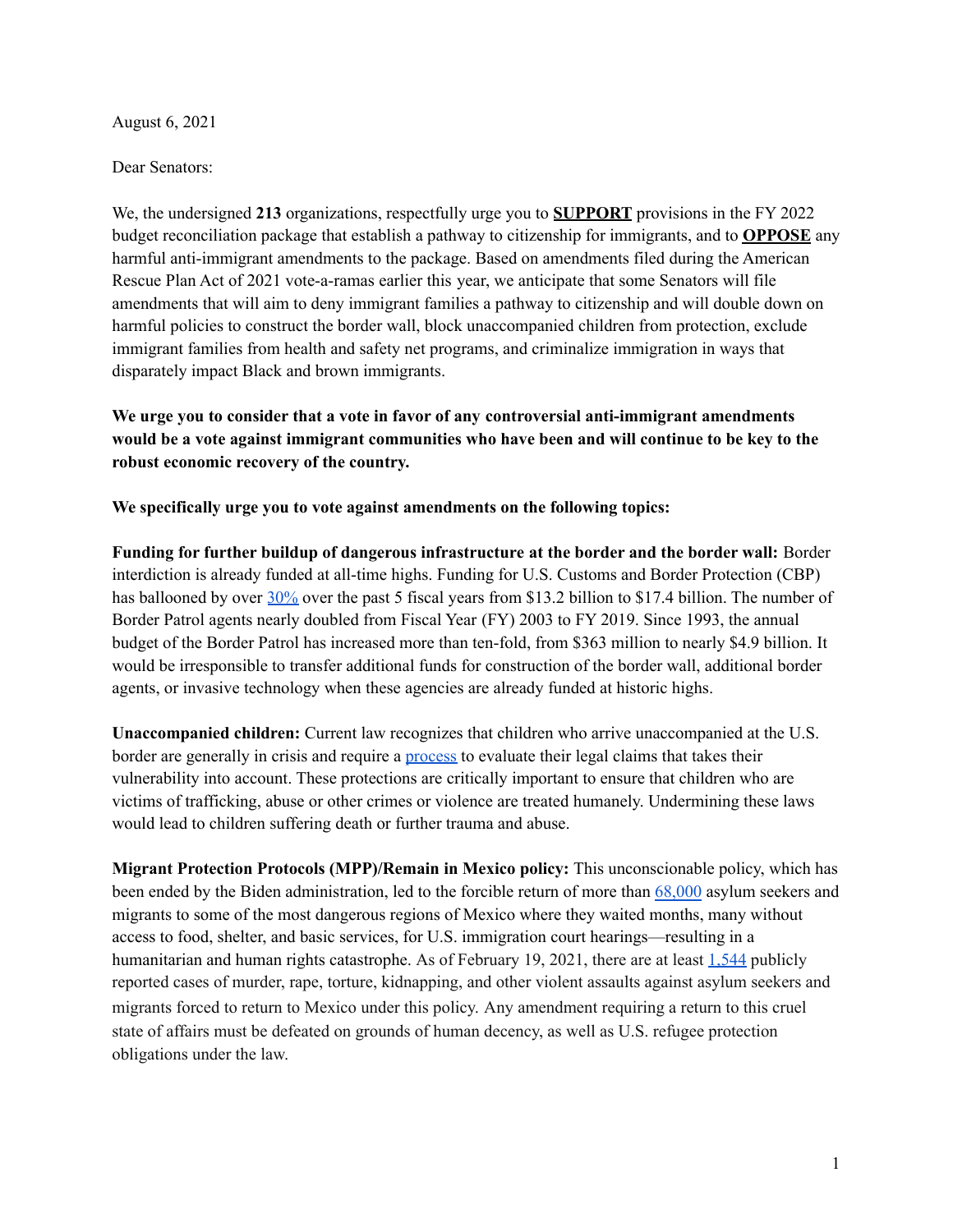August 6, 2021

Dear Senators:

We, the undersigned **213** organizations, respectfully urge you to **SUPPORT** provisions in the FY 2022 budget reconciliation package that establish a pathway to citizenship for immigrants, and to **OPPOSE** any harmful anti-immigrant amendments to the package. Based on amendments filed during the American Rescue Plan Act of 2021 vote-a-ramas earlier this year, we anticipate that some Senators will file amendments that will aim to deny immigrant families a pathway to citizenship and will double down on harmful policies to construct the border wall, block unaccompanied children from protection, exclude immigrant families from health and safety net programs, and criminalize immigration in ways that disparately impact Black and brown immigrants.

**We urge you to consider that a vote in favor of any controversial anti-immigrant amendments would be a vote against immigrant communities who have been and will continue to be key to the robust economic recovery of the country.**

**We specifically urge you to vote against amendments on the following topics:**

**Funding for further buildup of dangerous infrastructure at the border and the border wall:** Border interdiction is already funded at all-time highs. Funding for U.S. Customs and Border Protection (CBP) has ballooned by over 30% over the past 5 fiscal years from $13.2 billion to $17.4 billion. The number of Border Patrol agents nearly doubled from Fiscal Year (FY) 2003 to FY 2019. Since 1993, the annual budget of the Border Patrol has increased more than ten-fold, from $363 million to nearly $4.9 billion. It would be irresponsible to transfer additional funds for construction of the border wall, additional border agents, or invasive technology when these agencies are already funded at historic highs.

**Unaccompanied children:** Current law recognizes that children who arrive unaccompanied at the U.S. border are generally in crisis and require a process to evaluate their legal claims that takes their vulnerability into account. These protections are critically important to ensure that children who are victims of trafficking, abuse or other crimes or violence are treated humanely. Undermining these laws would lead to children suffering death or further trauma and abuse.

**Migrant Protection Protocols (MPP)/Remain in Mexico policy:** This unconscionable policy, which has been ended by the Biden administration, led to the forcible return of more than 68,000 asylum seekers and migrants to some of the most dangerous regions of Mexico where they waited months, many without access to food, shelter, and basic services, for U.S. immigration court hearings—resulting in a humanitarian and human rights catastrophe. As of February 19, 2021, there are at least 1,544 publicly reported cases of murder, rape, torture, kidnapping, and other violent assaults against asylum seekers and migrants forced to return to Mexico under this policy. Any amendment requiring a return to this cruel state of affairs must be defeated on grounds of human decency, as well as U.S. refugee protection obligations under the law.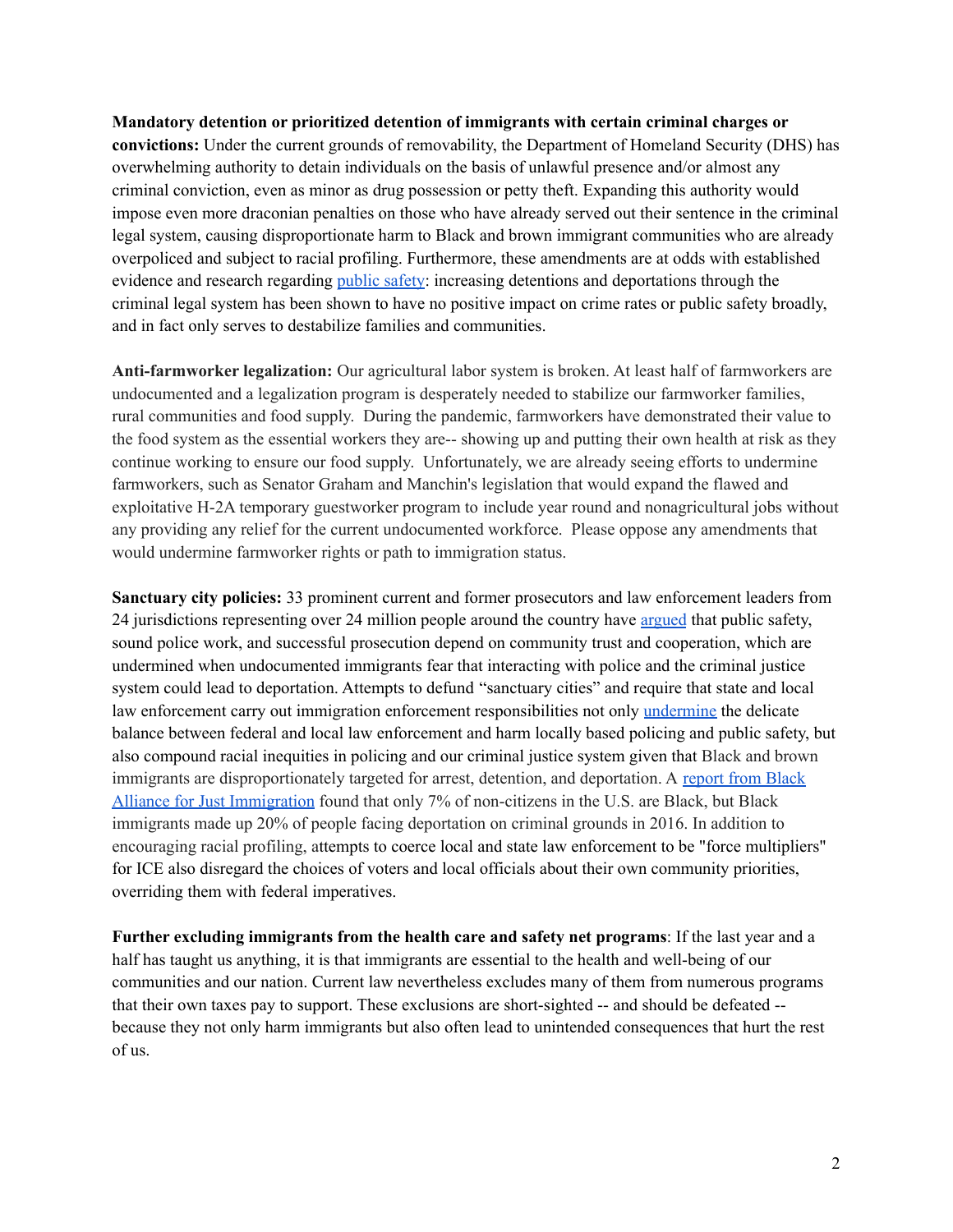**Mandatory detention or prioritized detention of immigrants with certain criminal charges or convictions:** Under the current grounds of removability, the Department of Homeland Security (DHS) has overwhelming authority to detain individuals on the basis of unlawful presence and/or almost any criminal conviction, even as minor as drug possession or petty theft. Expanding this authority would impose even more draconian penalties on those who have already served out their sentence in the criminal legal system, causing disproportionate harm to Black and brown immigrant communities who are already overpoliced and subject to racial profiling. Furthermore, these amendments are at odds with established evidence and research regarding public safety: increasing detentions and deportations through the criminal legal system has been shown to have no positive impact on crime rates or public safety broadly, and in fact only serves to destabilize families and communities.

**Anti-farmworker legalization:** Our agricultural labor system is broken. At least half of farmworkers are undocumented and a legalization program is desperately needed to stabilize our farmworker families, rural communities and food supply. During the pandemic, farmworkers have demonstrated their value to the food system as the essential workers they are-- showing up and putting their own health at risk as they continue working to ensure our food supply. Unfortunately, we are already seeing efforts to undermine farmworkers, such as Senator Graham and Manchin's legislation that would expand the flawed and exploitative H-2A temporary guestworker program to include year round and nonagricultural jobs without any providing any relief for the current undocumented workforce. Please oppose any amendments that would undermine farmworker rights or path to immigration status.

**Sanctuary city policies:** 33 prominent current and former prosecutors and law enforcement leaders from 24 jurisdictions representing over 24 million people around the country have argued that public safety, sound police work, and successful prosecution depend on community trust and cooperation, which are undermined when undocumented immigrants fear that interacting with police and the criminal justice system could lead to deportation. Attempts to defund "sanctuary cities" and require that state and local law enforcement carry out immigration enforcement responsibilities not only undermine the delicate balance between federal and local law enforcement and harm locally based policing and public safety, but also compound racial inequities in policing and our criminal justice system given that Black and brown immigrants are disproportionately targeted for arrest, detention, and deportation. A report from Black Alliance for Just Immigration found that only 7% of non-citizens in the U.S. are Black, but Black immigrants made up 20% of people facing deportation on criminal grounds in 2016. In addition to encouraging racial profiling, attempts to coerce local and state law enforcement to be "force multipliers" for ICE also disregard the choices of voters and local officials about their own community priorities, overriding them with federal imperatives.

**Further excluding immigrants from the health care and safety net programs**: If the last year and a half has taught us anything, it is that immigrants are essential to the health and well-being of our communities and our nation. Current law nevertheless excludes many of them from numerous programs that their own taxes pay to support. These exclusions are short-sighted -- and should be defeated -- because they not only harm immigrants but also often lead to unintended consequences that hurt the rest of us.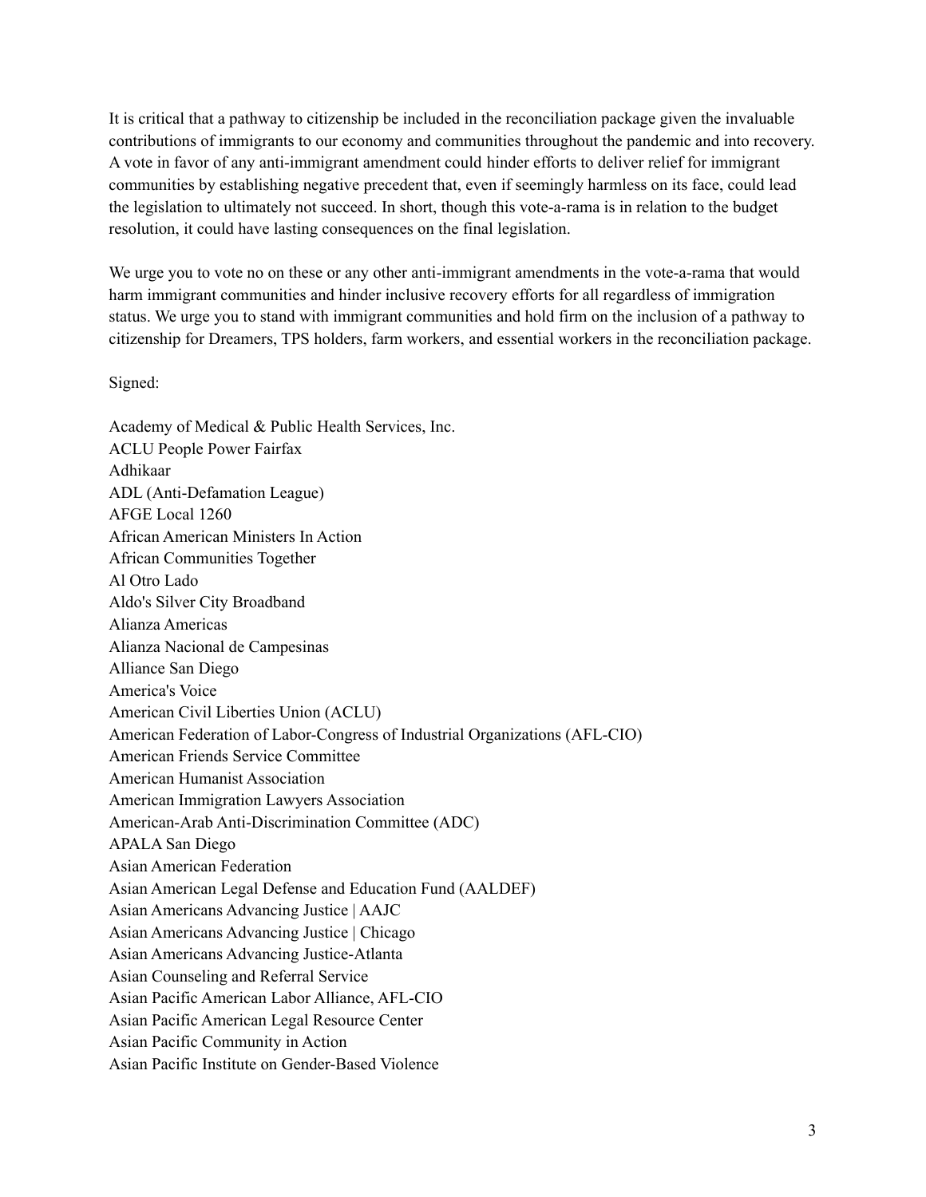It is critical that a pathway to citizenship be included in the reconciliation package given the invaluable contributions of immigrants to our economy and communities throughout the pandemic and into recovery. A vote in favor of any anti-immigrant amendment could hinder efforts to deliver relief for immigrant communities by establishing negative precedent that, even if seemingly harmless on its face, could lead the legislation to ultimately not succeed. In short, though this vote-a-rama is in relation to the budget resolution, it could have lasting consequences on the final legislation.

We urge you to vote no on these or any other anti-immigrant amendments in the vote-a-rama that would harm immigrant communities and hinder inclusive recovery efforts for all regardless of immigration status. We urge you to stand with immigrant communities and hold firm on the inclusion of a pathway to citizenship for Dreamers, TPS holders, farm workers, and essential workers in the reconciliation package.

Signed:

Academy of Medical & Public Health Services, Inc.
ACLU People Power Fairfax
Adhikaar
ADL (Anti-Defamation League)
AFGE Local 1260
African American Ministers In Action
African Communities Together
Al Otro Lado
Aldo's Silver City Broadband
Alianza Americas
Alianza Nacional de Campesinas
Alliance San Diego
America's Voice
American Civil Liberties Union (ACLU)
American Federation of Labor-Congress of Industrial Organizations (AFL-CIO)
American Friends Service Committee
American Humanist Association
American Immigration Lawyers Association
American-Arab Anti-Discrimination Committee (ADC)
APALA San Diego
Asian American Federation
Asian American Legal Defense and Education Fund (AALDEF)
Asian Americans Advancing Justice | AAJC
Asian Americans Advancing Justice | Chicago
Asian Americans Advancing Justice-Atlanta
Asian Counseling and Referral Service
Asian Pacific American Labor Alliance, AFL-CIO
Asian Pacific American Legal Resource Center
Asian Pacific Community in Action
Asian Pacific Institute on Gender-Based Violence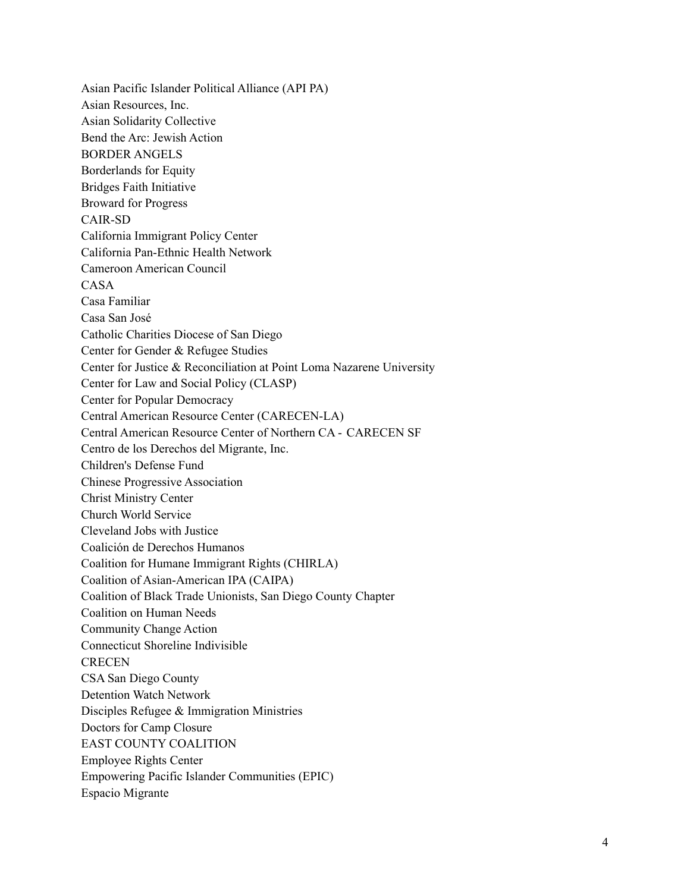Asian Pacific Islander Political Alliance (API PA)
Asian Resources, Inc.
Asian Solidarity Collective
Bend the Arc: Jewish Action
BORDER ANGELS
Borderlands for Equity
Bridges Faith Initiative
Broward for Progress
CAIR-SD
California Immigrant Policy Center
California Pan-Ethnic Health Network
Cameroon American Council
CASA
Casa Familiar
Casa San José
Catholic Charities Diocese of San Diego
Center for Gender & Refugee Studies
Center for Justice & Reconciliation at Point Loma Nazarene University
Center for Law and Social Policy (CLASP)
Center for Popular Democracy
Central American Resource Center (CARECEN-LA)
Central American Resource Center of Northern CA - CARECEN SF
Centro de los Derechos del Migrante, Inc.
Children's Defense Fund
Chinese Progressive Association
Christ Ministry Center
Church World Service
Cleveland Jobs with Justice
Coalición de Derechos Humanos
Coalition for Humane Immigrant Rights (CHIRLA)
Coalition of Asian-American IPA (CAIPA)
Coalition of Black Trade Unionists, San Diego County Chapter
Coalition on Human Needs
Community Change Action
Connecticut Shoreline Indivisible
CRECEN
CSA San Diego County
Detention Watch Network
Disciples Refugee & Immigration Ministries
Doctors for Camp Closure
EAST COUNTY COALITION
Employee Rights Center
Empowering Pacific Islander Communities (EPIC)
Espacio Migrante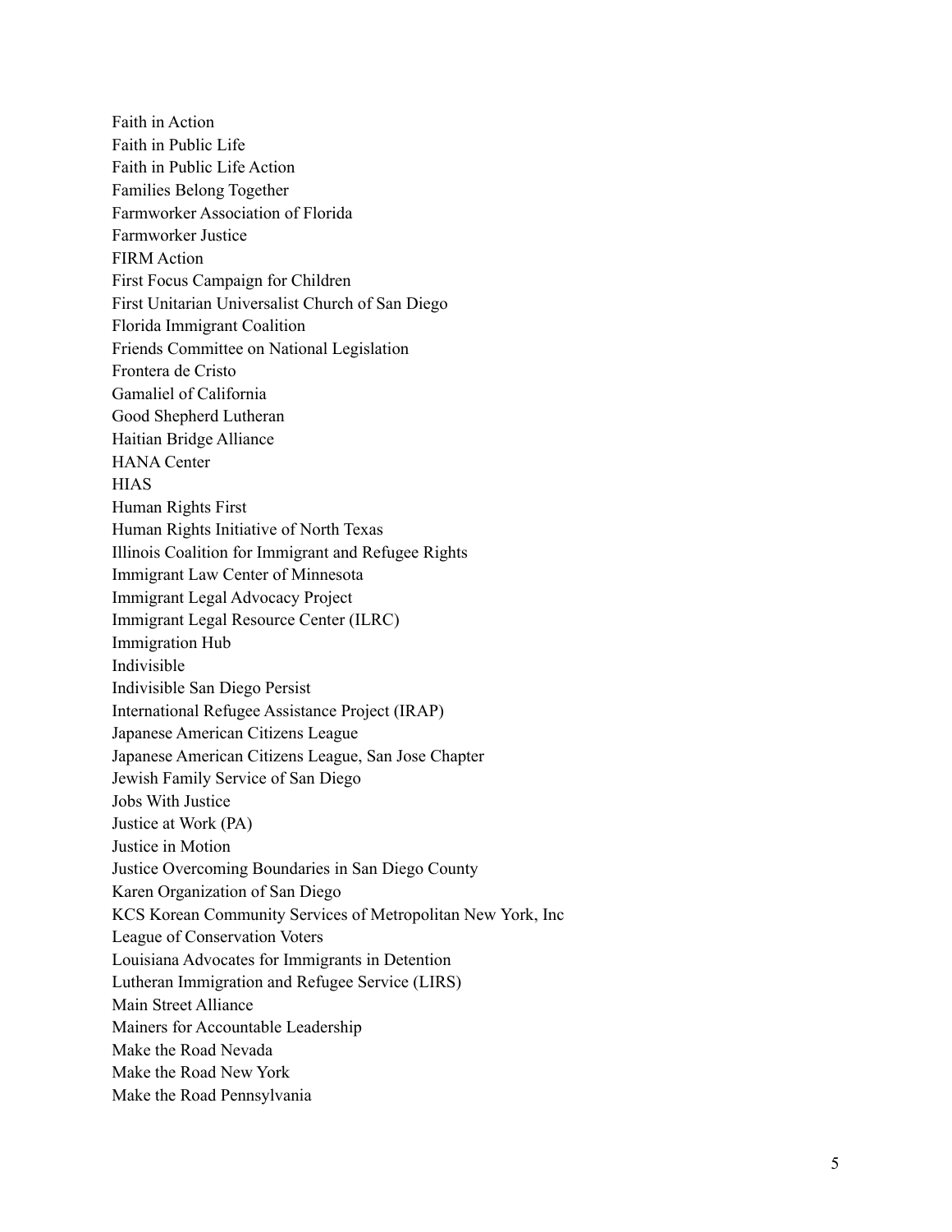Faith in Action
Faith in Public Life
Faith in Public Life Action
Families Belong Together
Farmworker Association of Florida
Farmworker Justice
FIRM Action
First Focus Campaign for Children
First Unitarian Universalist Church of San Diego
Florida Immigrant Coalition
Friends Committee on National Legislation
Frontera de Cristo
Gamaliel of California
Good Shepherd Lutheran
Haitian Bridge Alliance
HANA Center
HIAS
Human Rights First
Human Rights Initiative of North Texas
Illinois Coalition for Immigrant and Refugee Rights
Immigrant Law Center of Minnesota
Immigrant Legal Advocacy Project
Immigrant Legal Resource Center (ILRC)
Immigration Hub
Indivisible
Indivisible San Diego Persist
International Refugee Assistance Project (IRAP)
Japanese American Citizens League
Japanese American Citizens League, San Jose Chapter
Jewish Family Service of San Diego
Jobs With Justice
Justice at Work (PA)
Justice in Motion
Justice Overcoming Boundaries in San Diego County
Karen Organization of San Diego
KCS Korean Community Services of Metropolitan New York, Inc
League of Conservation Voters
Louisiana Advocates for Immigrants in Detention
Lutheran Immigration and Refugee Service (LIRS)
Main Street Alliance
Mainers for Accountable Leadership
Make the Road Nevada
Make the Road New York
Make the Road Pennsylvania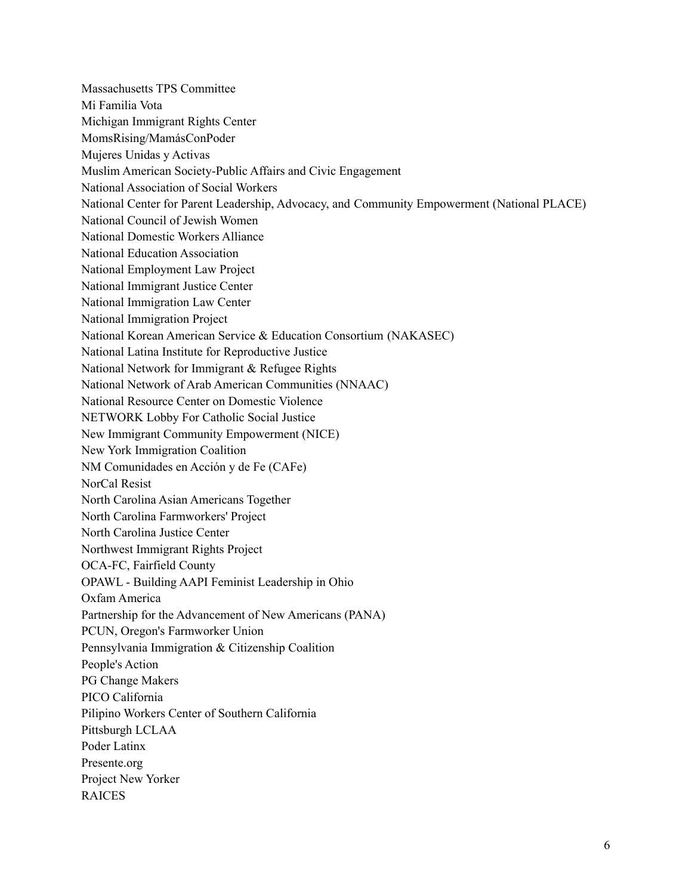Massachusetts TPS Committee
Mi Familia Vota
Michigan Immigrant Rights Center
MomsRising/MamásConPoder
Mujeres Unidas y Activas
Muslim American Society-Public Affairs and Civic Engagement
National Association of Social Workers
National Center for Parent Leadership, Advocacy, and Community Empowerment (National PLACE)
National Council of Jewish Women
National Domestic Workers Alliance
National Education Association
National Employment Law Project
National Immigrant Justice Center
National Immigration Law Center
National Immigration Project
National Korean American Service & Education Consortium (NAKASEC)
National Latina Institute for Reproductive Justice
National Network for Immigrant & Refugee Rights
National Network of Arab American Communities (NNAAC)
National Resource Center on Domestic Violence
NETWORK Lobby For Catholic Social Justice
New Immigrant Community Empowerment (NICE)
New York Immigration Coalition
NM Comunidades en Acción y de Fe (CAFe)
NorCal Resist
North Carolina Asian Americans Together
North Carolina Farmworkers' Project
North Carolina Justice Center
Northwest Immigrant Rights Project
OCA-FC, Fairfield County
OPAWL - Building AAPI Feminist Leadership in Ohio
Oxfam America
Partnership for the Advancement of New Americans (PANA)
PCUN, Oregon's Farmworker Union
Pennsylvania Immigration & Citizenship Coalition
People's Action
PG Change Makers
PICO California
Pilipino Workers Center of Southern California
Pittsburgh LCLAA
Poder Latinx
Presente.org
Project New Yorker
RAICES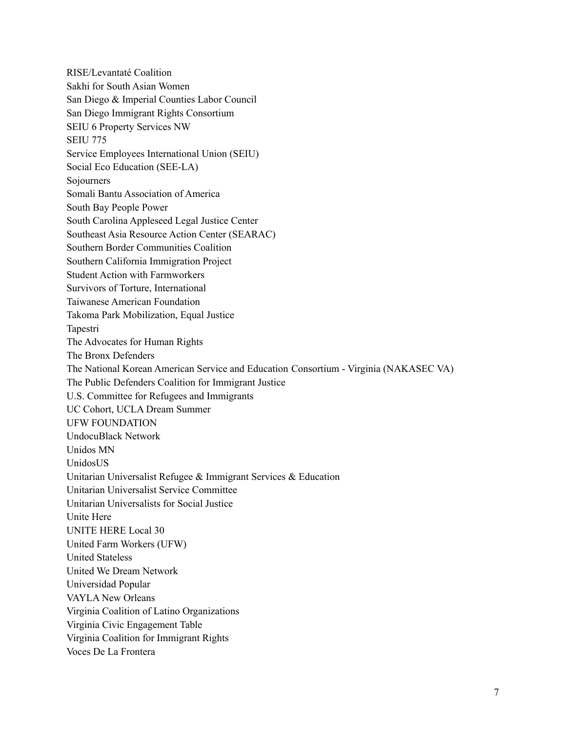RISE/Levantaté Coalition
Sakhi for South Asian Women
San Diego & Imperial Counties Labor Council
San Diego Immigrant Rights Consortium
SEIU 6 Property Services NW
SEIU 775
Service Employees International Union (SEIU)
Social Eco Education (SEE-LA)
Sojourners
Somali Bantu Association of America
South Bay People Power
South Carolina Appleseed Legal Justice Center
Southeast Asia Resource Action Center (SEARAC)
Southern Border Communities Coalition
Southern California Immigration Project
Student Action with Farmworkers
Survivors of Torture, International
Taiwanese American Foundation
Takoma Park Mobilization, Equal Justice
Tapestri
The Advocates for Human Rights
The Bronx Defenders
The National Korean American Service and Education Consortium - Virginia (NAKASEC VA)
The Public Defenders Coalition for Immigrant Justice
U.S. Committee for Refugees and Immigrants
UC Cohort, UCLA Dream Summer
UFW FOUNDATION
UndocuBlack Network
Unidos MN
UnidosUS
Unitarian Universalist Refugee & Immigrant Services & Education
Unitarian Universalist Service Committee
Unitarian Universalists for Social Justice
Unite Here
UNITE HERE Local 30
United Farm Workers (UFW)
United Stateless
United We Dream Network
Universidad Popular
VAYLA New Orleans
Virginia Coalition of Latino Organizations
Virginia Civic Engagement Table
Virginia Coalition for Immigrant Rights
Voces De La Frontera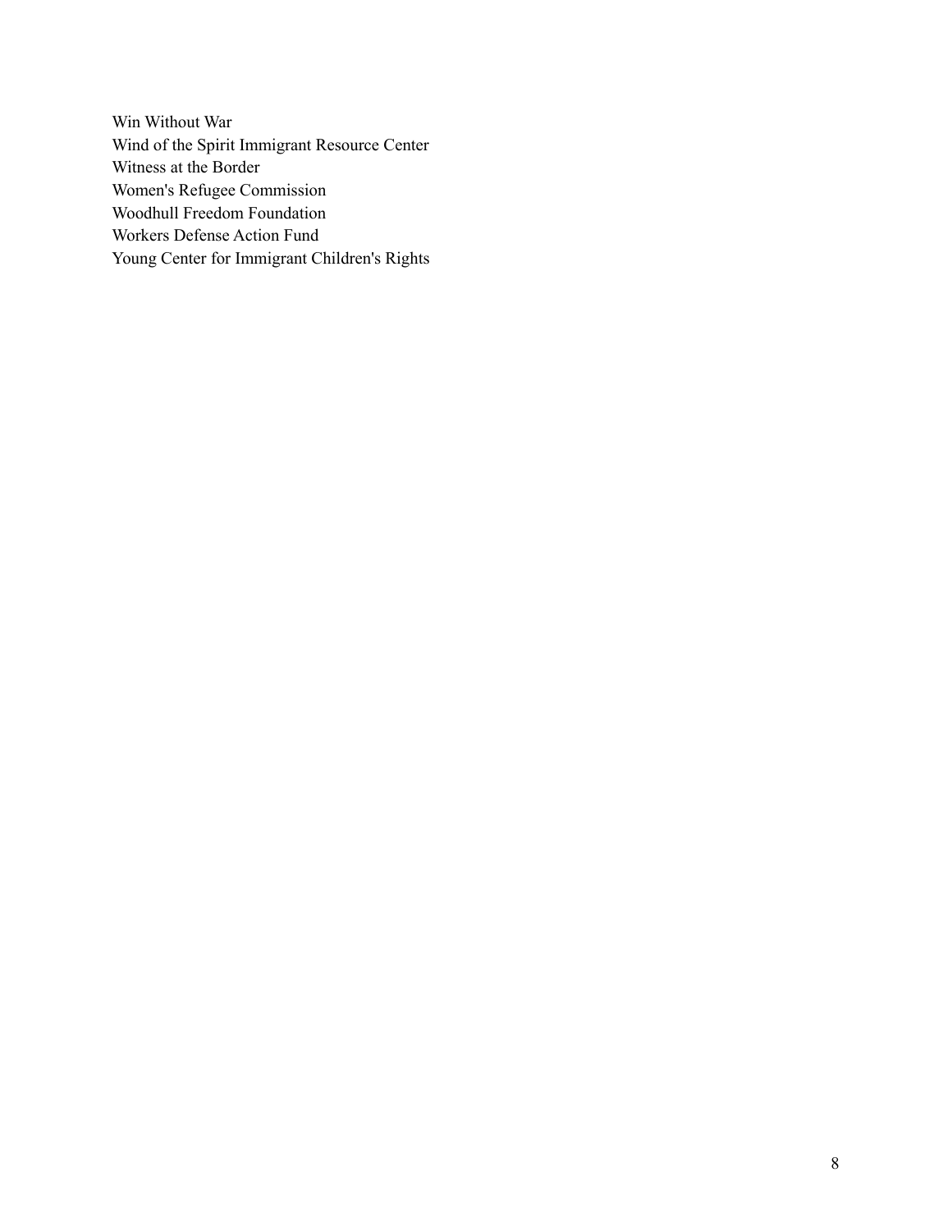Win Without War
Wind of the Spirit Immigrant Resource Center
Witness at the Border
Women's Refugee Commission
Woodhull Freedom Foundation
Workers Defense Action Fund
Young Center for Immigrant Children's Rights